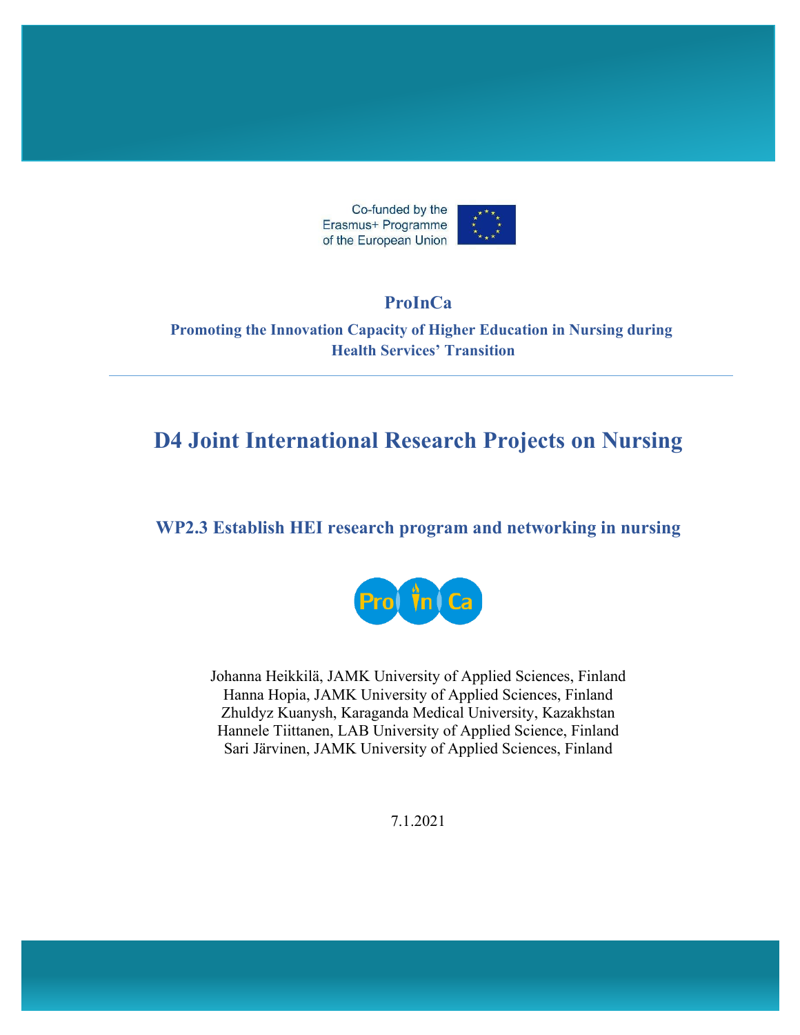Co-funded by the Erasmus+ Programme of the European Union

**ProInCa**

**Promoting the Innovation Capacity of Higher Education in Nursing during Health Services' Transition**

# D4 Joint International Research Projects on Nursing

## WP2.3 Establish HEI research program and networking in nursing

Johanna Heikkilä, JAMK University of Applied Sciences, Finland
Hanna Hopia, JAMK University of Applied Sciences, Finland
Zhuldyz Kuanysh, Karaganda Medical University, Kazakhstan
Hannele Tiittanen, LAB University of Applied Science, Finland
Sari Järvinen, JAMK University of Applied Sciences, Finland

7.1.2021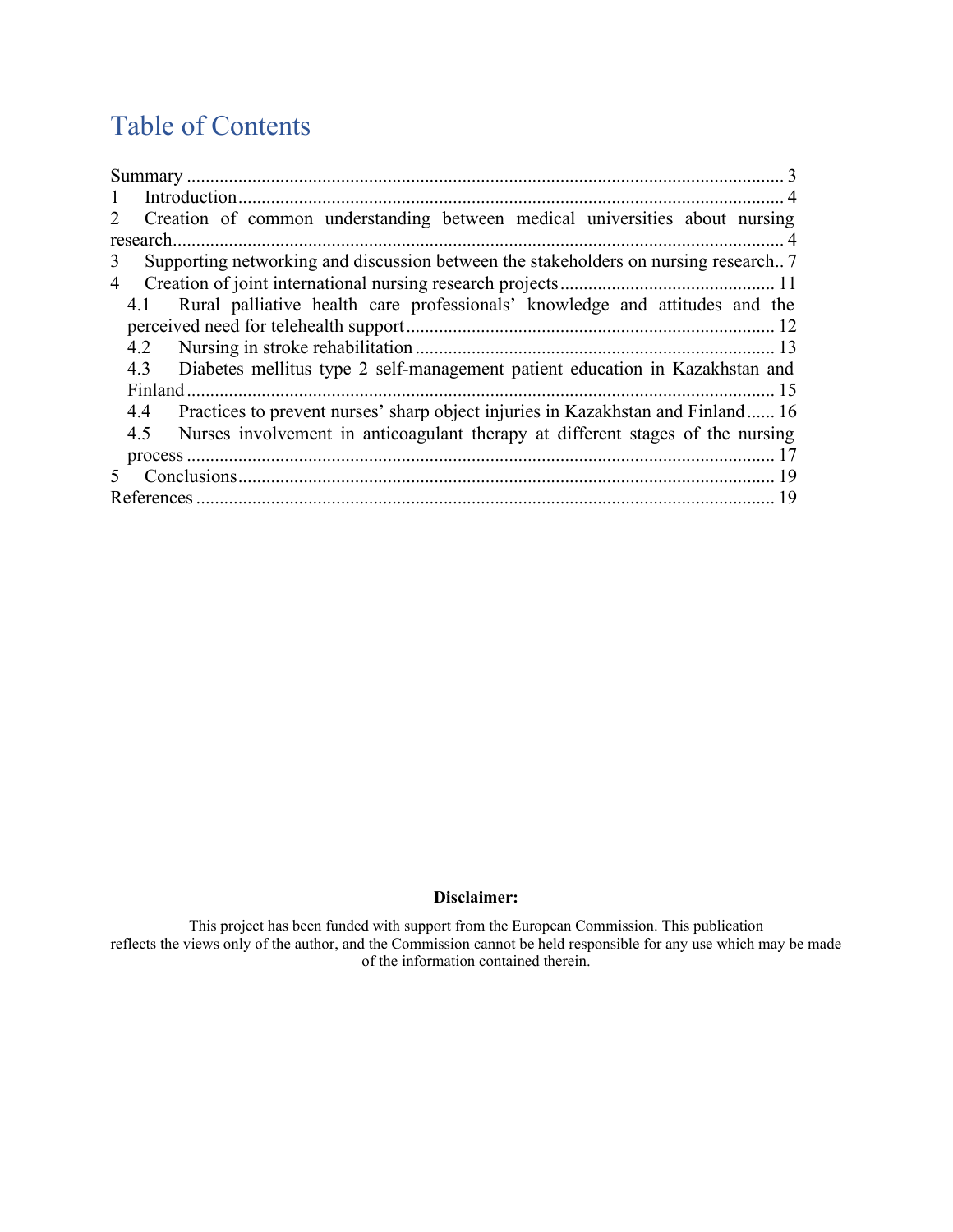# Table of Contents

Summary ............................................................................................................................ 3
1 Introduction .................................................................................................................... 4
2 Creation of common understanding between medical universities about nursing research .................................................................................................................................. 4
3 Supporting networking and discussion between the stakeholders on nursing research.. 7
4 Creation of joint international nursing research projects ............................................. 11
  4.1 Rural palliative health care professionals' knowledge and attitudes and the perceived need for telehealth support .............................................................................. 12
  4.2 Nursing in stroke rehabilitation ............................................................................. 13
  4.3 Diabetes mellitus type 2 self-management patient education in Kazakhstan and Finland ............................................................................................................................. 15
  4.4 Practices to prevent nurses' sharp object injuries in Kazakhstan and Finland ...... 16
  4.5 Nurses involvement in anticoagulant therapy at different stages of the nursing process .............................................................................................................................. 17
5 Conclusions .................................................................................................................. 19
References ........................................................................................................................... 19

**Disclaimer:**

This project has been funded with support from the European Commission. This publication reflects the views only of the author, and the Commission cannot be held responsible for any use which may be made of the information contained therein.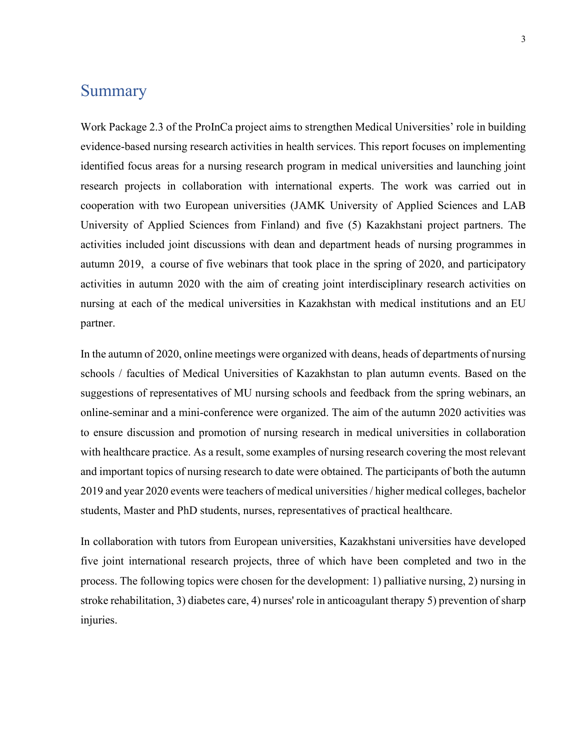# Summary

Work Package 2.3 of the ProInCa project aims to strengthen Medical Universities' role in building evidence-based nursing research activities in health services. This report focuses on implementing identified focus areas for a nursing research program in medical universities and launching joint research projects in collaboration with international experts. The work was carried out in cooperation with two European universities (JAMK University of Applied Sciences and LAB University of Applied Sciences from Finland) and five (5) Kazakhstani project partners. The activities included joint discussions with dean and department heads of nursing programmes in autumn 2019, a course of five webinars that took place in the spring of 2020, and participatory activities in autumn 2020 with the aim of creating joint interdisciplinary research activities on nursing at each of the medical universities in Kazakhstan with medical institutions and an EU partner.

In the autumn of 2020, online meetings were organized with deans, heads of departments of nursing schools / faculties of Medical Universities of Kazakhstan to plan autumn events. Based on the suggestions of representatives of MU nursing schools and feedback from the spring webinars, an online-seminar and a mini-conference were organized. The aim of the autumn 2020 activities was to ensure discussion and promotion of nursing research in medical universities in collaboration with healthcare practice. As a result, some examples of nursing research covering the most relevant and important topics of nursing research to date were obtained. The participants of both the autumn 2019 and year 2020 events were teachers of medical universities / higher medical colleges, bachelor students, Master and PhD students, nurses, representatives of practical healthcare.

In collaboration with tutors from European universities, Kazakhstani universities have developed five joint international research projects, three of which have been completed and two in the process. The following topics were chosen for the development: 1) palliative nursing, 2) nursing in stroke rehabilitation, 3) diabetes care, 4) nurses' role in anticoagulant therapy 5) prevention of sharp injuries.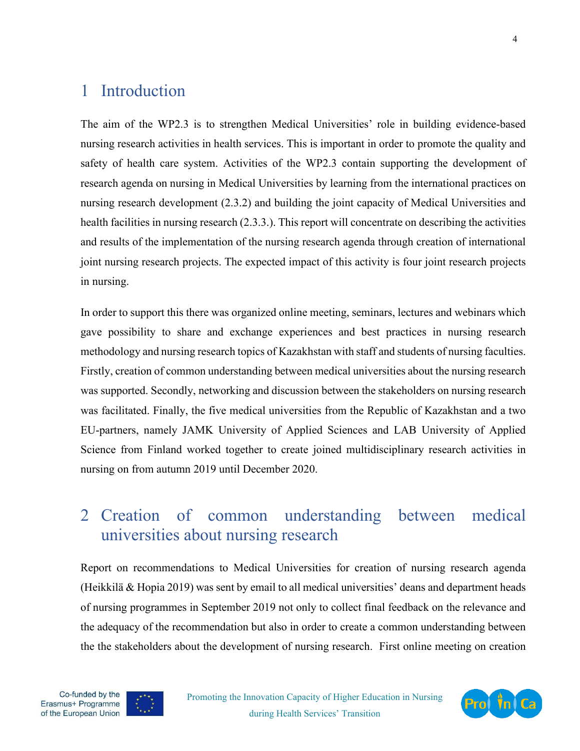# 1 Introduction

The aim of the WP2.3 is to strengthen Medical Universities' role in building evidence-based nursing research activities in health services. This is important in order to promote the quality and safety of health care system. Activities of the WP2.3 contain supporting the development of research agenda on nursing in Medical Universities by learning from the international practices on nursing research development (2.3.2) and building the joint capacity of Medical Universities and health facilities in nursing research (2.3.3.). This report will concentrate on describing the activities and results of the implementation of the nursing research agenda through creation of international joint nursing research projects. The expected impact of this activity is four joint research projects in nursing.

In order to support this there was organized online meeting, seminars, lectures and webinars which gave possibility to share and exchange experiences and best practices in nursing research methodology and nursing research topics of Kazakhstan with staff and students of nursing faculties. Firstly, creation of common understanding between medical universities about the nursing research was supported. Secondly, networking and discussion between the stakeholders on nursing research was facilitated. Finally, the five medical universities from the Republic of Kazakhstan and a two EU-partners, namely JAMK University of Applied Sciences and LAB University of Applied Science from Finland worked together to create joined multidisciplinary research activities in nursing on from autumn 2019 until December 2020.

# 2 Creation of common understanding between medical universities about nursing research

Report on recommendations to Medical Universities for creation of nursing research agenda (Heikkilä & Hopia 2019) was sent by email to all medical universities' deans and department heads of nursing programmes in September 2019 not only to collect final feedback on the relevance and the adequacy of the recommendation but also in order to create a common understanding between the the stakeholders about the development of nursing research. First online meeting on creation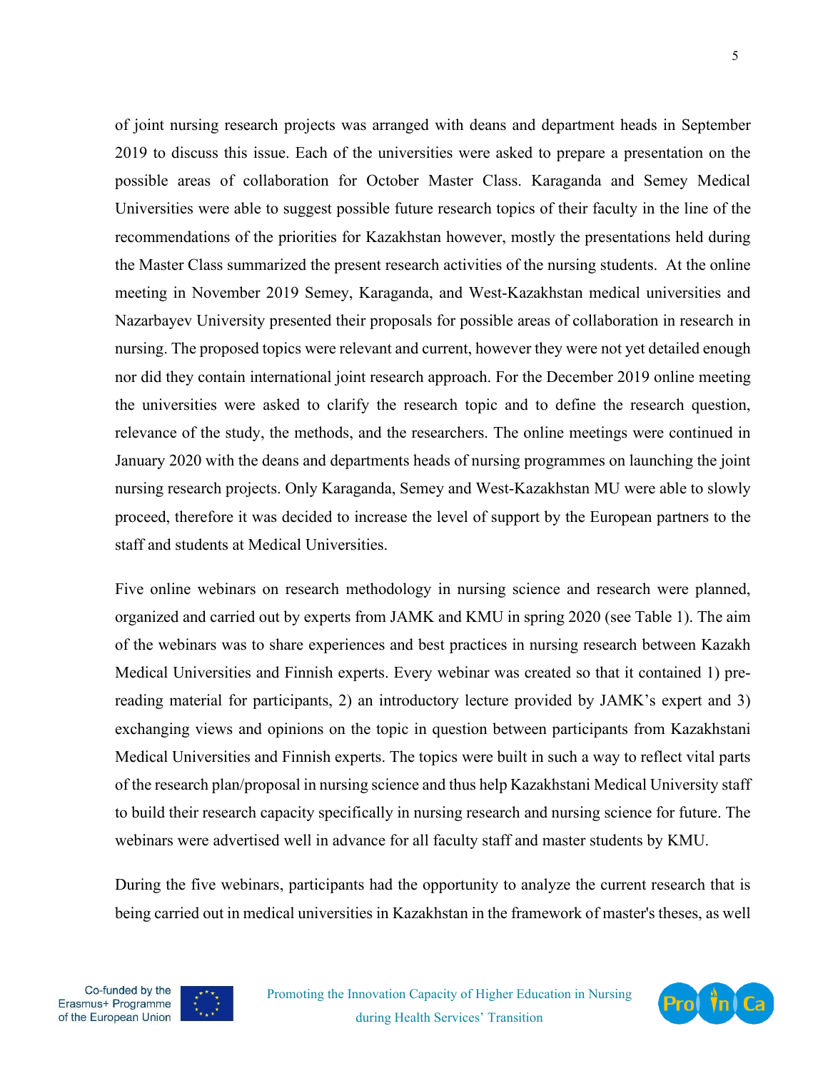of joint nursing research projects was arranged with deans and department heads in September 2019 to discuss this issue. Each of the universities were asked to prepare a presentation on the possible areas of collaboration for October Master Class. Karaganda and Semey Medical Universities were able to suggest possible future research topics of their faculty in the line of the recommendations of the priorities for Kazakhstan however, mostly the presentations held during the Master Class summarized the present research activities of the nursing students. At the online meeting in November 2019 Semey, Karaganda, and West-Kazakhstan medical universities and Nazarbayev University presented their proposals for possible areas of collaboration in research in nursing. The proposed topics were relevant and current, however they were not yet detailed enough nor did they contain international joint research approach. For the December 2019 online meeting the universities were asked to clarify the research topic and to define the research question, relevance of the study, the methods, and the researchers. The online meetings were continued in January 2020 with the deans and departments heads of nursing programmes on launching the joint nursing research projects. Only Karaganda, Semey and West-Kazakhstan MU were able to slowly proceed, therefore it was decided to increase the level of support by the European partners to the staff and students at Medical Universities.

Five online webinars on research methodology in nursing science and research were planned, organized and carried out by experts from JAMK and KMU in spring 2020 (see Table 1). The aim of the webinars was to share experiences and best practices in nursing research between Kazakh Medical Universities and Finnish experts. Every webinar was created so that it contained 1) pre-reading material for participants, 2) an introductory lecture provided by JAMK's expert and 3) exchanging views and opinions on the topic in question between participants from Kazakhstani Medical Universities and Finnish experts. The topics were built in such a way to reflect vital parts of the research plan/proposal in nursing science and thus help Kazakhstani Medical University staff to build their research capacity specifically in nursing research and nursing science for future. The webinars were advertised well in advance for all faculty staff and master students by KMU.

During the five webinars, participants had the opportunity to analyze the current research that is being carried out in medical universities in Kazakhstan in the framework of master's theses, as well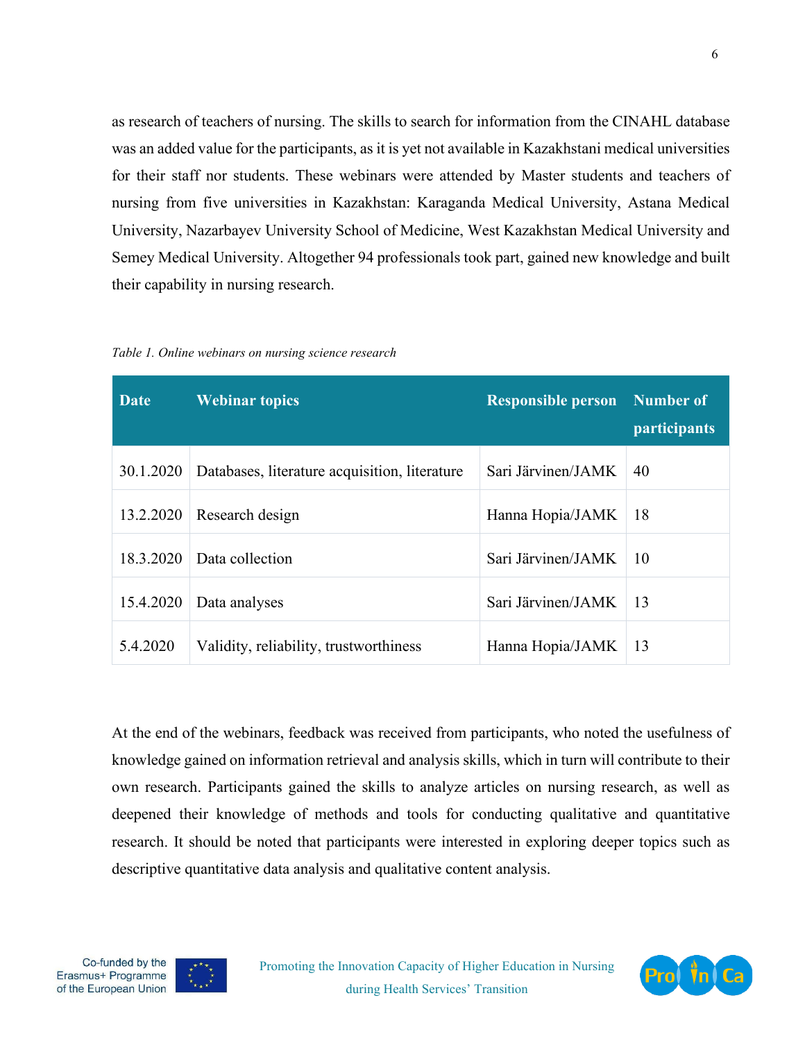as research of teachers of nursing. The skills to search for information from the CINAHL database was an added value for the participants, as it is yet not available in Kazakhstani medical universities for their staff nor students. These webinars were attended by Master students and teachers of nursing from five universities in Kazakhstan: Karaganda Medical University, Astana Medical University, Nazarbayev University School of Medicine, West Kazakhstan Medical University and Semey Medical University. Altogether 94 professionals took part, gained new knowledge and built their capability in nursing research.

*Table 1. Online webinars on nursing science research*

| Date | Webinar topics | Responsible person | Number of participants |
|---|---|---|---|
| 30.1.2020 | Databases, literature acquisition, literature | Sari Järvinen/JAMK | 40 |
| 13.2.2020 | Research design | Hanna Hopia/JAMK | 18 |
| 18.3.2020 | Data collection | Sari Järvinen/JAMK | 10 |
| 15.4.2020 | Data analyses | Sari Järvinen/JAMK | 13 |
| 5.4.2020 | Validity, reliability, trustworthiness | Hanna Hopia/JAMK | 13 |

At the end of the webinars, feedback was received from participants, who noted the usefulness of knowledge gained on information retrieval and analysis skills, which in turn will contribute to their own research. Participants gained the skills to analyze articles on nursing research, as well as deepened their knowledge of methods and tools for conducting qualitative and quantitative research. It should be noted that participants were interested in exploring deeper topics such as descriptive quantitative data analysis and qualitative content analysis.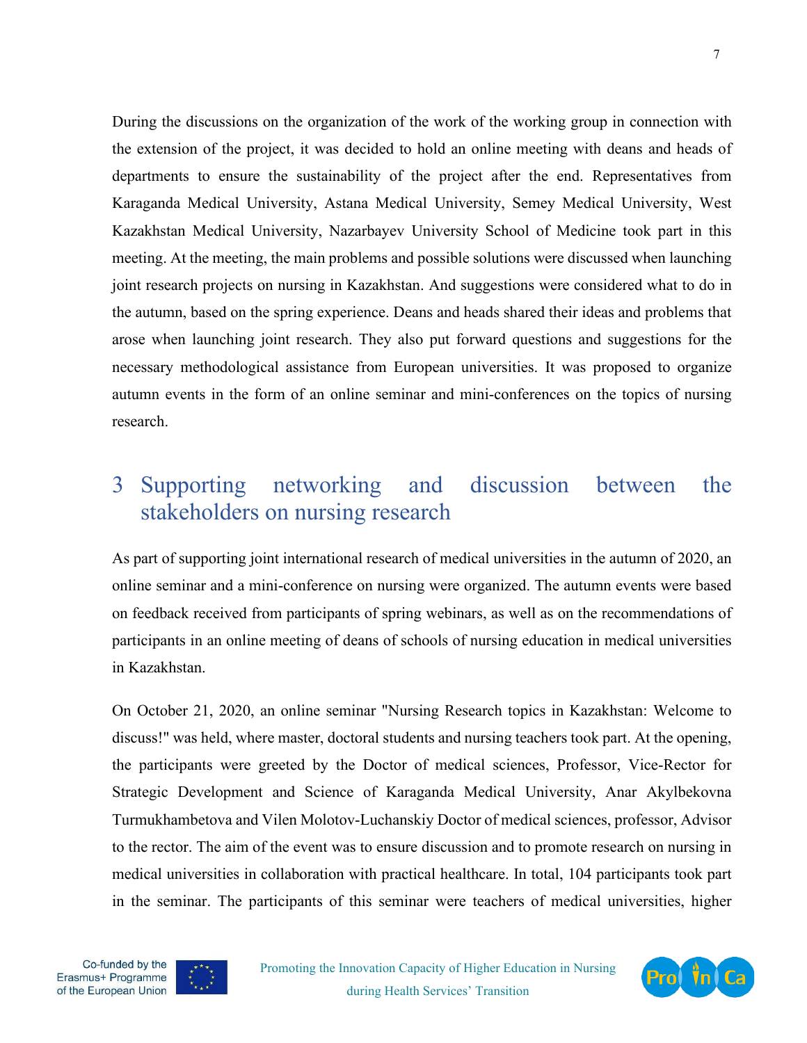During the discussions on the organization of the work of the working group in connection with the extension of the project, it was decided to hold an online meeting with deans and heads of departments to ensure the sustainability of the project after the end. Representatives from Karaganda Medical University, Astana Medical University, Semey Medical University, West Kazakhstan Medical University, Nazarbayev University School of Medicine took part in this meeting. At the meeting, the main problems and possible solutions were discussed when launching joint research projects on nursing in Kazakhstan. And suggestions were considered what to do in the autumn, based on the spring experience. Deans and heads shared their ideas and problems that arose when launching joint research. They also put forward questions and suggestions for the necessary methodological assistance from European universities. It was proposed to organize autumn events in the form of an online seminar and mini-conferences on the topics of nursing research.

# 3 Supporting networking and discussion between the stakeholders on nursing research

As part of supporting joint international research of medical universities in the autumn of 2020, an online seminar and a mini-conference on nursing were organized. The autumn events were based on feedback received from participants of spring webinars, as well as on the recommendations of participants in an online meeting of deans of schools of nursing education in medical universities in Kazakhstan.

On October 21, 2020, an online seminar "Nursing Research topics in Kazakhstan: Welcome to discuss!" was held, where master, doctoral students and nursing teachers took part. At the opening, the participants were greeted by the Doctor of medical sciences, Professor, Vice-Rector for Strategic Development and Science of Karaganda Medical University, Anar Akylbekovna Turmukhambetova and Vilen Molotov-Luchanskiy Doctor of medical sciences, professor, Advisor to the rector. The aim of the event was to ensure discussion and to promote research on nursing in medical universities in collaboration with practical healthcare. In total, 104 participants took part in the seminar. The participants of this seminar were teachers of medical universities, higher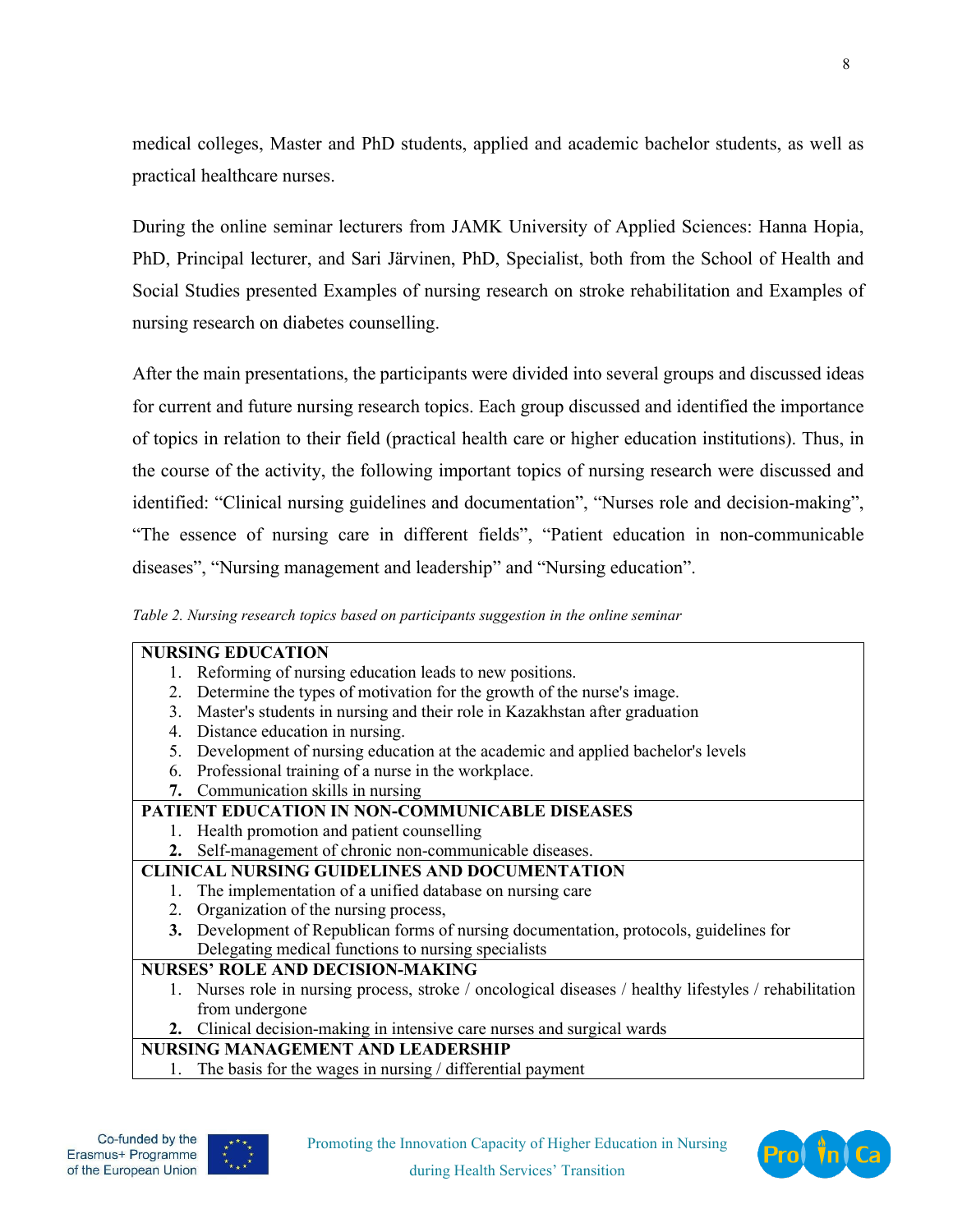medical colleges, Master and PhD students, applied and academic bachelor students, as well as practical healthcare nurses.

During the online seminar lecturers from JAMK University of Applied Sciences: Hanna Hopia, PhD, Principal lecturer, and Sari Järvinen, PhD, Specialist, both from the School of Health and Social Studies presented Examples of nursing research on stroke rehabilitation and Examples of nursing research on diabetes counselling.

After the main presentations, the participants were divided into several groups and discussed ideas for current and future nursing research topics. Each group discussed and identified the importance of topics in relation to their field (practical health care or higher education institutions). Thus, in the course of the activity, the following important topics of nursing research were discussed and identified: "Clinical nursing guidelines and documentation", "Nurses role and decision-making", "The essence of nursing care in different fields", "Patient education in non-communicable diseases", "Nursing management and leadership" and "Nursing education".

*Table 2. Nursing research topics based on participants suggestion in the online seminar*

| **NURSING EDUCATION** |
|---|
| 1. Reforming of nursing education leads to new positions.<br>2. Determine the types of motivation for the growth of the nurse's image.<br>3. Master's students in nursing and their role in Kazakhstan after graduation<br>4. Distance education in nursing.<br>5. Development of nursing education at the academic and applied bachelor's levels<br>6. Professional training of a nurse in the workplace.<br>7. Communication skills in nursing |
| **PATIENT EDUCATION IN NON-COMMUNICABLE DISEASES** |
| 1. Health promotion and patient counselling<br>2. Self-management of chronic non-communicable diseases. |
| **CLINICAL NURSING GUIDELINES AND DOCUMENTATION** |
| 1. The implementation of a unified database on nursing care<br>2. Organization of the nursing process,<br>3. Development of Republican forms of nursing documentation, protocols, guidelines for Delegating medical functions to nursing specialists |
| **NURSES' ROLE AND DECISION-MAKING** |
| 1. Nurses role in nursing process, stroke / oncological diseases / healthy lifestyles / rehabilitation from undergone<br>2. Clinical decision-making in intensive care nurses and surgical wards |
| **NURSING MANAGEMENT AND LEADERSHIP** |
| 1. The basis for the wages in nursing / differential payment |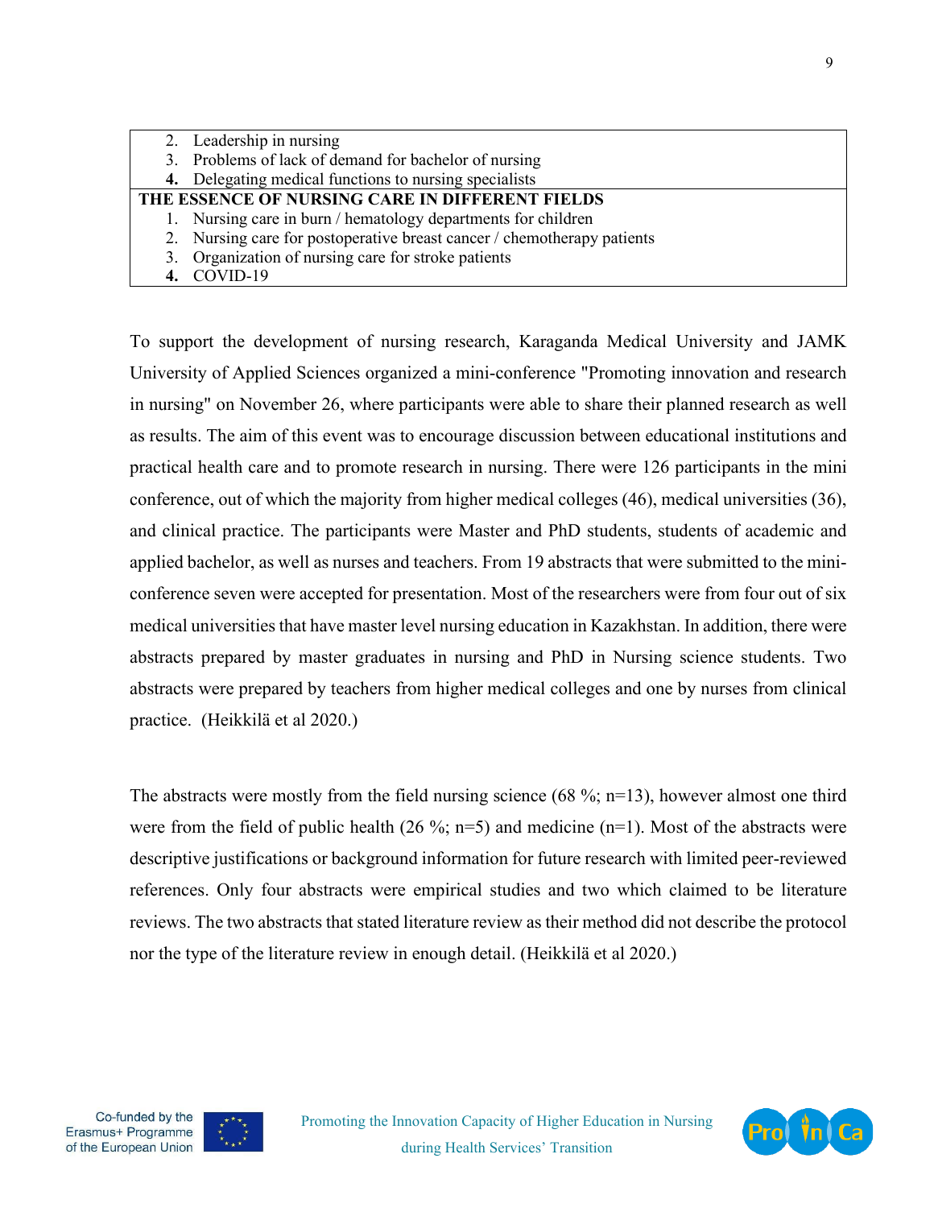| |
|---|
| 2. Leadership in nursing<br>3. Problems of lack of demand for bachelor of nursing<br>**4.** Delegating medical functions to nursing specialists |
| **THE ESSENCE OF NURSING CARE IN DIFFERENT FIELDS** |
| 1. Nursing care in burn / hematology departments for children<br>2. Nursing care for postoperative breast cancer / chemotherapy patients<br>3. Organization of nursing care for stroke patients<br>**4.** COVID-19 |

To support the development of nursing research, Karaganda Medical University and JAMK University of Applied Sciences organized a mini-conference "Promoting innovation and research in nursing" on November 26, where participants were able to share their planned research as well as results. The aim of this event was to encourage discussion between educational institutions and practical health care and to promote research in nursing. There were 126 participants in the mini conference, out of which the majority from higher medical colleges (46), medical universities (36), and clinical practice. The participants were Master and PhD students, students of academic and applied bachelor, as well as nurses and teachers. From 19 abstracts that were submitted to the mini-conference seven were accepted for presentation. Most of the researchers were from four out of six medical universities that have master level nursing education in Kazakhstan. In addition, there were abstracts prepared by master graduates in nursing and PhD in Nursing science students. Two abstracts were prepared by teachers from higher medical colleges and one by nurses from clinical practice. (Heikkilä et al 2020.)

The abstracts were mostly from the field nursing science (68 %; n=13), however almost one third were from the field of public health (26 %; n=5) and medicine (n=1). Most of the abstracts were descriptive justifications or background information for future research with limited peer-reviewed references. Only four abstracts were empirical studies and two which claimed to be literature reviews. The two abstracts that stated literature review as their method did not describe the protocol nor the type of the literature review in enough detail. (Heikkilä et al 2020.)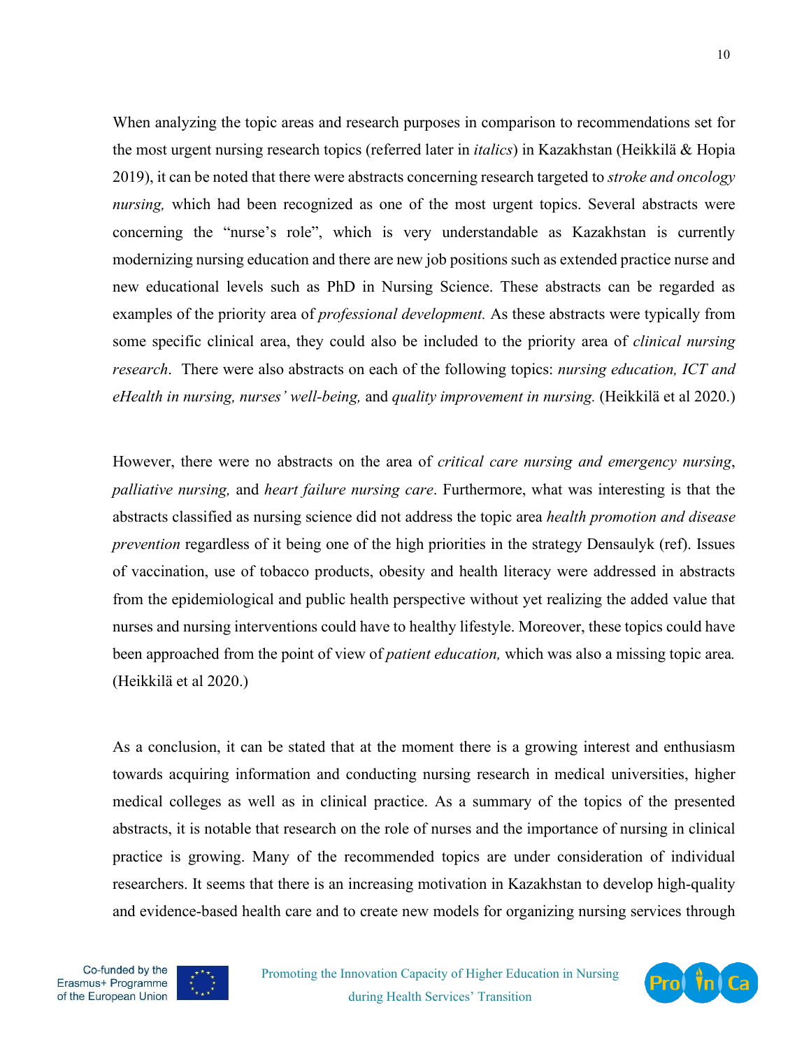When analyzing the topic areas and research purposes in comparison to recommendations set for the most urgent nursing research topics (referred later in *italics*) in Kazakhstan (Heikkilä & Hopia 2019), it can be noted that there were abstracts concerning research targeted to *stroke and oncology nursing,* which had been recognized as one of the most urgent topics. Several abstracts were concerning the "nurse's role", which is very understandable as Kazakhstan is currently modernizing nursing education and there are new job positions such as extended practice nurse and new educational levels such as PhD in Nursing Science. These abstracts can be regarded as examples of the priority area of *professional development.* As these abstracts were typically from some specific clinical area, they could also be included to the priority area of *clinical nursing research*. There were also abstracts on each of the following topics: *nursing education, ICT and eHealth in nursing, nurses' well-being,* and *quality improvement in nursing.* (Heikkilä et al 2020.)

However, there were no abstracts on the area of *critical care nursing and emergency nursing*, *palliative nursing,* and *heart failure nursing care*. Furthermore, what was interesting is that the abstracts classified as nursing science did not address the topic area *health promotion and disease prevention* regardless of it being one of the high priorities in the strategy Densaulyk (ref). Issues of vaccination, use of tobacco products, obesity and health literacy were addressed in abstracts from the epidemiological and public health perspective without yet realizing the added value that nurses and nursing interventions could have to healthy lifestyle. Moreover, these topics could have been approached from the point of view of *patient education,* which was also a missing topic area. (Heikkilä et al 2020.)

As a conclusion, it can be stated that at the moment there is a growing interest and enthusiasm towards acquiring information and conducting nursing research in medical universities, higher medical colleges as well as in clinical practice. As a summary of the topics of the presented abstracts, it is notable that research on the role of nurses and the importance of nursing in clinical practice is growing. Many of the recommended topics are under consideration of individual researchers. It seems that there is an increasing motivation in Kazakhstan to develop high-quality and evidence-based health care and to create new models for organizing nursing services through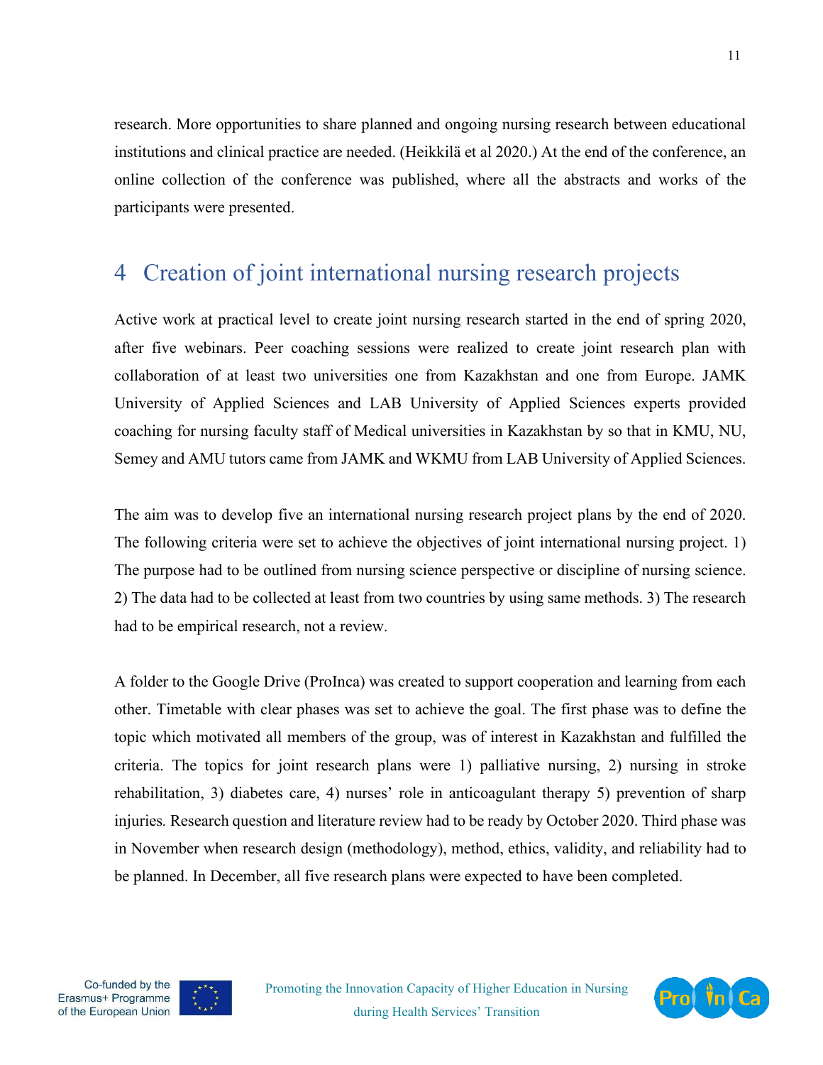research. More opportunities to share planned and ongoing nursing research between educational institutions and clinical practice are needed. (Heikkilä et al 2020.) At the end of the conference, an online collection of the conference was published, where all the abstracts and works of the participants were presented.

# 4 Creation of joint international nursing research projects

Active work at practical level to create joint nursing research started in the end of spring 2020, after five webinars. Peer coaching sessions were realized to create joint research plan with collaboration of at least two universities one from Kazakhstan and one from Europe. JAMK University of Applied Sciences and LAB University of Applied Sciences experts provided coaching for nursing faculty staff of Medical universities in Kazakhstan by so that in KMU, NU, Semey and AMU tutors came from JAMK and WKMU from LAB University of Applied Sciences.

The aim was to develop five an international nursing research project plans by the end of 2020. The following criteria were set to achieve the objectives of joint international nursing project. 1) The purpose had to be outlined from nursing science perspective or discipline of nursing science. 2) The data had to be collected at least from two countries by using same methods. 3) The research had to be empirical research, not a review.

A folder to the Google Drive (ProInca) was created to support cooperation and learning from each other. Timetable with clear phases was set to achieve the goal. The first phase was to define the topic which motivated all members of the group, was of interest in Kazakhstan and fulfilled the criteria. The topics for joint research plans were 1) palliative nursing, 2) nursing in stroke rehabilitation, 3) diabetes care, 4) nurses' role in anticoagulant therapy 5) prevention of sharp injuries. Research question and literature review had to be ready by October 2020. Third phase was in November when research design (methodology), method, ethics, validity, and reliability had to be planned. In December, all five research plans were expected to have been completed.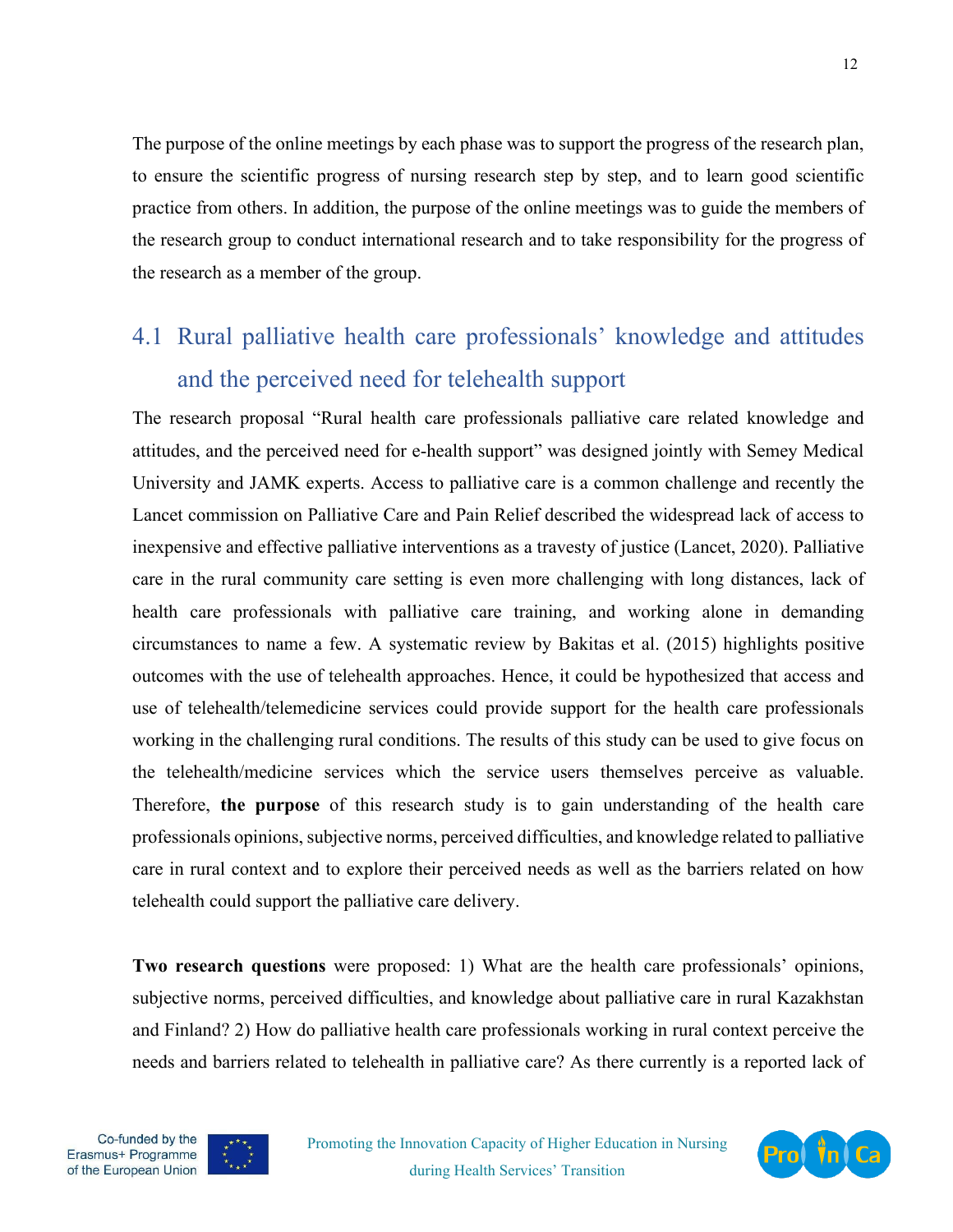The purpose of the online meetings by each phase was to support the progress of the research plan, to ensure the scientific progress of nursing research step by step, and to learn good scientific practice from others. In addition, the purpose of the online meetings was to guide the members of the research group to conduct international research and to take responsibility for the progress of the research as a member of the group.

## 4.1 Rural palliative health care professionals' knowledge and attitudes and the perceived need for telehealth support

The research proposal "Rural health care professionals palliative care related knowledge and attitudes, and the perceived need for e-health support" was designed jointly with Semey Medical University and JAMK experts. Access to palliative care is a common challenge and recently the Lancet commission on Palliative Care and Pain Relief described the widespread lack of access to inexpensive and effective palliative interventions as a travesty of justice (Lancet, 2020). Palliative care in the rural community care setting is even more challenging with long distances, lack of health care professionals with palliative care training, and working alone in demanding circumstances to name a few. A systematic review by Bakitas et al. (2015) highlights positive outcomes with the use of telehealth approaches. Hence, it could be hypothesized that access and use of telehealth/telemedicine services could provide support for the health care professionals working in the challenging rural conditions. The results of this study can be used to give focus on the telehealth/medicine services which the service users themselves perceive as valuable. Therefore, **the purpose** of this research study is to gain understanding of the health care professionals opinions, subjective norms, perceived difficulties, and knowledge related to palliative care in rural context and to explore their perceived needs as well as the barriers related on how telehealth could support the palliative care delivery.

**Two research questions** were proposed: 1) What are the health care professionals' opinions, subjective norms, perceived difficulties, and knowledge about palliative care in rural Kazakhstan and Finland? 2) How do palliative health care professionals working in rural context perceive the needs and barriers related to telehealth in palliative care? As there currently is a reported lack of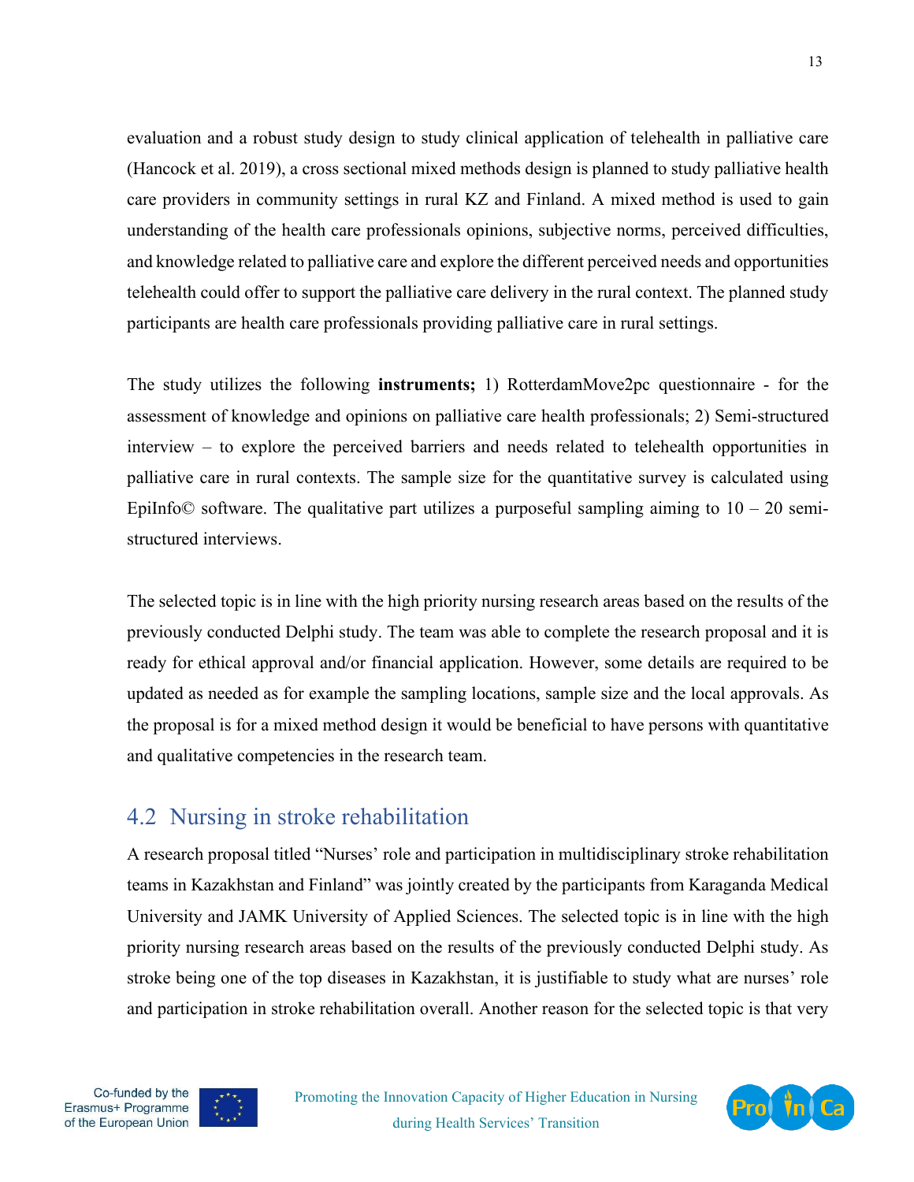evaluation and a robust study design to study clinical application of telehealth in palliative care (Hancock et al. 2019), a cross sectional mixed methods design is planned to study palliative health care providers in community settings in rural KZ and Finland. A mixed method is used to gain understanding of the health care professionals opinions, subjective norms, perceived difficulties, and knowledge related to palliative care and explore the different perceived needs and opportunities telehealth could offer to support the palliative care delivery in the rural context. The planned study participants are health care professionals providing palliative care in rural settings.

The study utilizes the following **instruments;** 1) RotterdamMove2pc questionnaire - for the assessment of knowledge and opinions on palliative care health professionals; 2) Semi-structured interview – to explore the perceived barriers and needs related to telehealth opportunities in palliative care in rural contexts. The sample size for the quantitative survey is calculated using EpiInfo© software. The qualitative part utilizes a purposeful sampling aiming to 10 – 20 semi-structured interviews.

The selected topic is in line with the high priority nursing research areas based on the results of the previously conducted Delphi study. The team was able to complete the research proposal and it is ready for ethical approval and/or financial application. However, some details are required to be updated as needed as for example the sampling locations, sample size and the local approvals. As the proposal is for a mixed method design it would be beneficial to have persons with quantitative and qualitative competencies in the research team.

## 4.2 Nursing in stroke rehabilitation

A research proposal titled "Nurses' role and participation in multidisciplinary stroke rehabilitation teams in Kazakhstan and Finland" was jointly created by the participants from Karaganda Medical University and JAMK University of Applied Sciences. The selected topic is in line with the high priority nursing research areas based on the results of the previously conducted Delphi study. As stroke being one of the top diseases in Kazakhstan, it is justifiable to study what are nurses' role and participation in stroke rehabilitation overall. Another reason for the selected topic is that very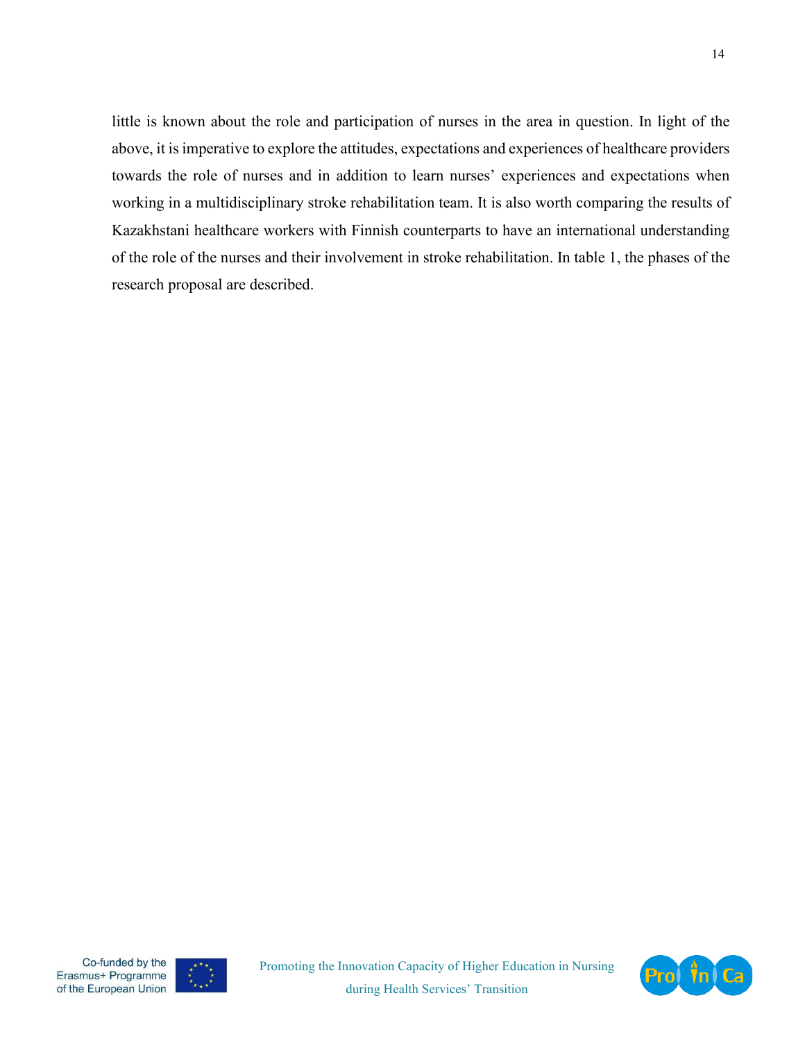little is known about the role and participation of nurses in the area in question. In light of the above, it is imperative to explore the attitudes, expectations and experiences of healthcare providers towards the role of nurses and in addition to learn nurses' experiences and expectations when working in a multidisciplinary stroke rehabilitation team. It is also worth comparing the results of Kazakhstani healthcare workers with Finnish counterparts to have an international understanding of the role of the nurses and their involvement in stroke rehabilitation. In table 1, the phases of the research proposal are described.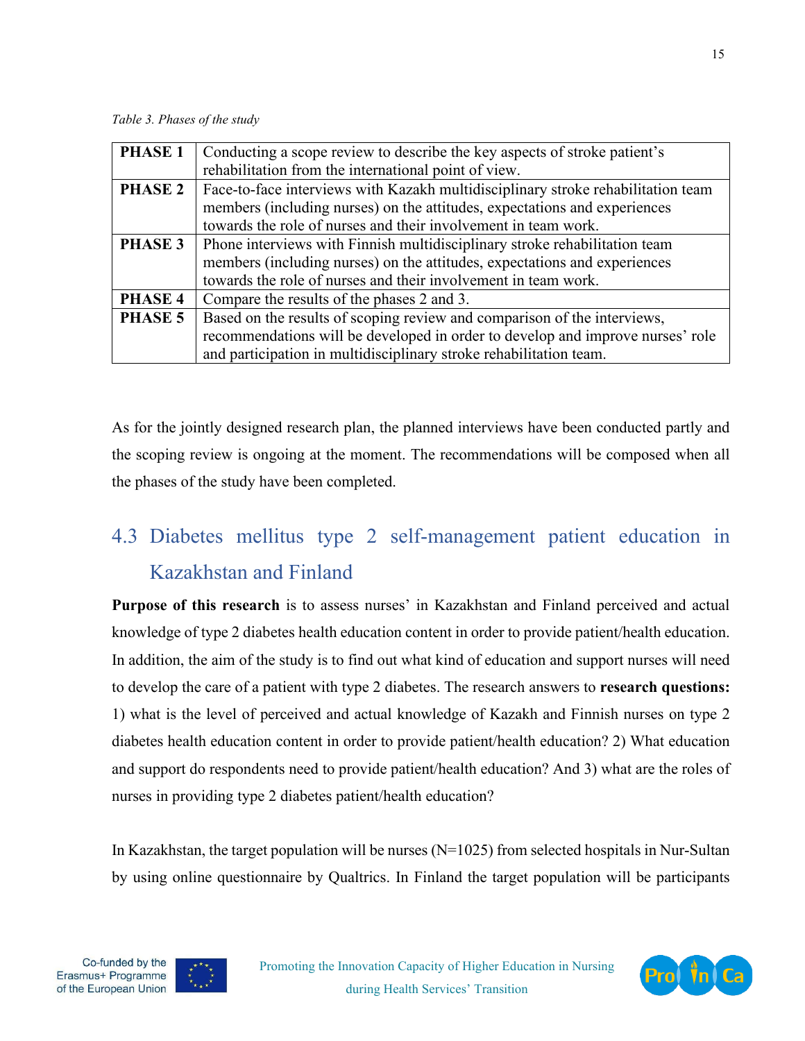*Table 3. Phases of the study*

| | |
|---|---|
| **PHASE 1** | Conducting a scope review to describe the key aspects of stroke patient's rehabilitation from the international point of view. |
| **PHASE 2** | Face-to-face interviews with Kazakh multidisciplinary stroke rehabilitation team members (including nurses) on the attitudes, expectations and experiences towards the role of nurses and their involvement in team work. |
| **PHASE 3** | Phone interviews with Finnish multidisciplinary stroke rehabilitation team members (including nurses) on the attitudes, expectations and experiences towards the role of nurses and their involvement in team work. |
| **PHASE 4** | Compare the results of the phases 2 and 3. |
| **PHASE 5** | Based on the results of scoping review and comparison of the interviews, recommendations will be developed in order to develop and improve nurses' role and participation in multidisciplinary stroke rehabilitation team. |

As for the jointly designed research plan, the planned interviews have been conducted partly and the scoping review is ongoing at the moment. The recommendations will be composed when all the phases of the study have been completed.

## 4.3 Diabetes mellitus type 2 self-management patient education in Kazakhstan and Finland

**Purpose of this research** is to assess nurses' in Kazakhstan and Finland perceived and actual knowledge of type 2 diabetes health education content in order to provide patient/health education. In addition, the aim of the study is to find out what kind of education and support nurses will need to develop the care of a patient with type 2 diabetes. The research answers to **research questions:** 1) what is the level of perceived and actual knowledge of Kazakh and Finnish nurses on type 2 diabetes health education content in order to provide patient/health education? 2) What education and support do respondents need to provide patient/health education? And 3) what are the roles of nurses in providing type 2 diabetes patient/health education?

In Kazakhstan, the target population will be nurses (N=1025) from selected hospitals in Nur-Sultan by using online questionnaire by Qualtrics. In Finland the target population will be participants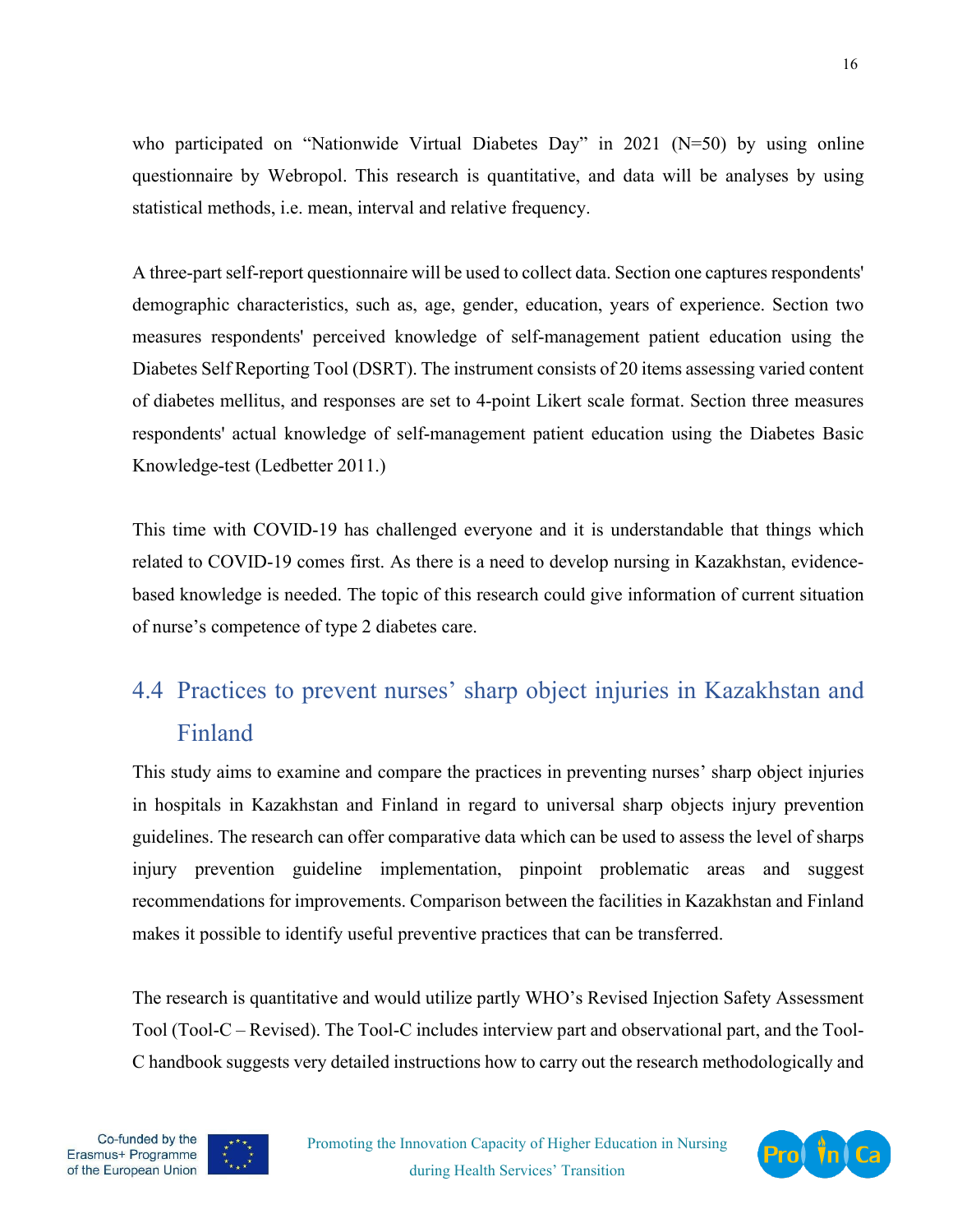who participated on "Nationwide Virtual Diabetes Day" in 2021 (N=50) by using online questionnaire by Webropol. This research is quantitative, and data will be analyses by using statistical methods, i.e. mean, interval and relative frequency.

A three-part self-report questionnaire will be used to collect data. Section one captures respondents' demographic characteristics, such as, age, gender, education, years of experience. Section two measures respondents' perceived knowledge of self-management patient education using the Diabetes Self Reporting Tool (DSRT). The instrument consists of 20 items assessing varied content of diabetes mellitus, and responses are set to 4-point Likert scale format. Section three measures respondents' actual knowledge of self-management patient education using the Diabetes Basic Knowledge-test (Ledbetter 2011.)

This time with COVID-19 has challenged everyone and it is understandable that things which related to COVID-19 comes first. As there is a need to develop nursing in Kazakhstan, evidence-based knowledge is needed. The topic of this research could give information of current situation of nurse's competence of type 2 diabetes care.

## 4.4 Practices to prevent nurses' sharp object injuries in Kazakhstan and Finland

This study aims to examine and compare the practices in preventing nurses' sharp object injuries in hospitals in Kazakhstan and Finland in regard to universal sharp objects injury prevention guidelines. The research can offer comparative data which can be used to assess the level of sharps injury prevention guideline implementation, pinpoint problematic areas and suggest recommendations for improvements. Comparison between the facilities in Kazakhstan and Finland makes it possible to identify useful preventive practices that can be transferred.

The research is quantitative and would utilize partly WHO's Revised Injection Safety Assessment Tool (Tool-C – Revised). The Tool-C includes interview part and observational part, and the Tool-C handbook suggests very detailed instructions how to carry out the research methodologically and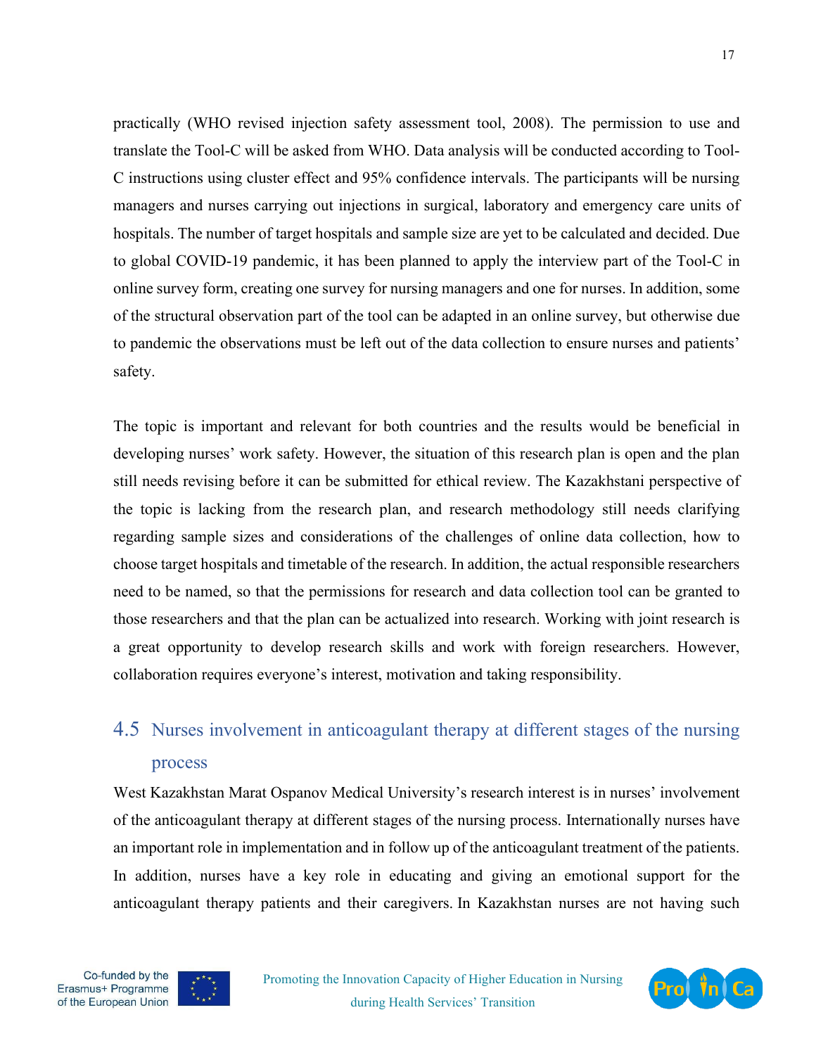practically (WHO revised injection safety assessment tool, 2008). The permission to use and translate the Tool-C will be asked from WHO. Data analysis will be conducted according to Tool-C instructions using cluster effect and 95% confidence intervals. The participants will be nursing managers and nurses carrying out injections in surgical, laboratory and emergency care units of hospitals. The number of target hospitals and sample size are yet to be calculated and decided. Due to global COVID-19 pandemic, it has been planned to apply the interview part of the Tool-C in online survey form, creating one survey for nursing managers and one for nurses. In addition, some of the structural observation part of the tool can be adapted in an online survey, but otherwise due to pandemic the observations must be left out of the data collection to ensure nurses and patients' safety.

The topic is important and relevant for both countries and the results would be beneficial in developing nurses' work safety. However, the situation of this research plan is open and the plan still needs revising before it can be submitted for ethical review. The Kazakhstani perspective of the topic is lacking from the research plan, and research methodology still needs clarifying regarding sample sizes and considerations of the challenges of online data collection, how to choose target hospitals and timetable of the research. In addition, the actual responsible researchers need to be named, so that the permissions for research and data collection tool can be granted to those researchers and that the plan can be actualized into research. Working with joint research is a great opportunity to develop research skills and work with foreign researchers. However, collaboration requires everyone's interest, motivation and taking responsibility.

## 4.5 Nurses involvement in anticoagulant therapy at different stages of the nursing process

West Kazakhstan Marat Ospanov Medical University's research interest is in nurses' involvement of the anticoagulant therapy at different stages of the nursing process. Internationally nurses have an important role in implementation and in follow up of the anticoagulant treatment of the patients. In addition, nurses have a key role in educating and giving an emotional support for the anticoagulant therapy patients and their caregivers. In Kazakhstan nurses are not having such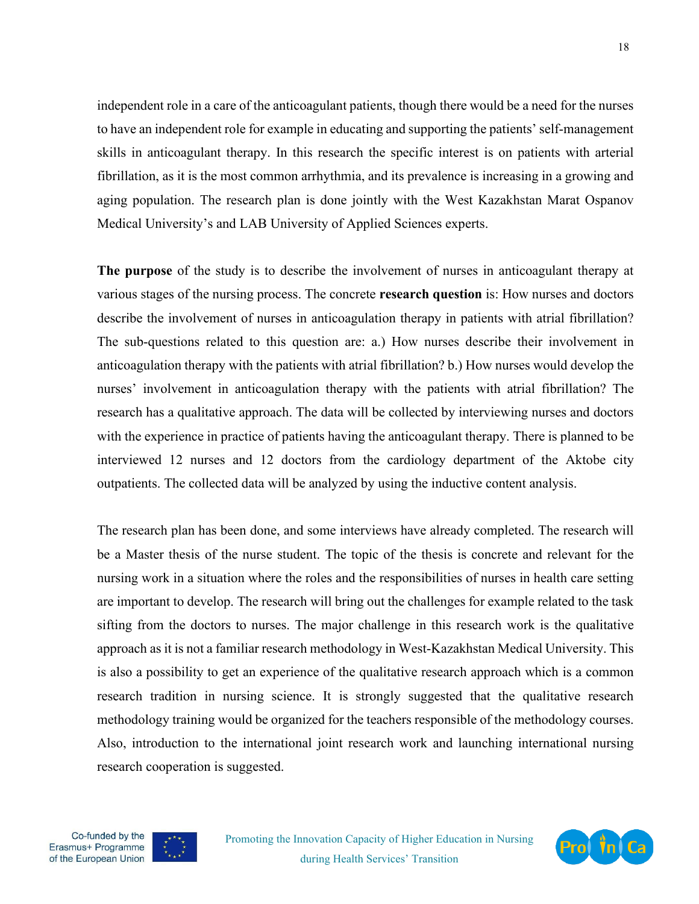independent role in a care of the anticoagulant patients, though there would be a need for the nurses to have an independent role for example in educating and supporting the patients' self-management skills in anticoagulant therapy. In this research the specific interest is on patients with arterial fibrillation, as it is the most common arrhythmia, and its prevalence is increasing in a growing and aging population. The research plan is done jointly with the West Kazakhstan Marat Ospanov Medical University's and LAB University of Applied Sciences experts.

**The purpose** of the study is to describe the involvement of nurses in anticoagulant therapy at various stages of the nursing process. The concrete **research question** is: How nurses and doctors describe the involvement of nurses in anticoagulation therapy in patients with atrial fibrillation? The sub-questions related to this question are: a.) How nurses describe their involvement in anticoagulation therapy with the patients with atrial fibrillation? b.) How nurses would develop the nurses' involvement in anticoagulation therapy with the patients with atrial fibrillation? The research has a qualitative approach. The data will be collected by interviewing nurses and doctors with the experience in practice of patients having the anticoagulant therapy. There is planned to be interviewed 12 nurses and 12 doctors from the cardiology department of the Aktobe city outpatients. The collected data will be analyzed by using the inductive content analysis.

The research plan has been done, and some interviews have already completed. The research will be a Master thesis of the nurse student. The topic of the thesis is concrete and relevant for the nursing work in a situation where the roles and the responsibilities of nurses in health care setting are important to develop. The research will bring out the challenges for example related to the task sifting from the doctors to nurses. The major challenge in this research work is the qualitative approach as it is not a familiar research methodology in West-Kazakhstan Medical University. This is also a possibility to get an experience of the qualitative research approach which is a common research tradition in nursing science. It is strongly suggested that the qualitative research methodology training would be organized for the teachers responsible of the methodology courses. Also, introduction to the international joint research work and launching international nursing research cooperation is suggested.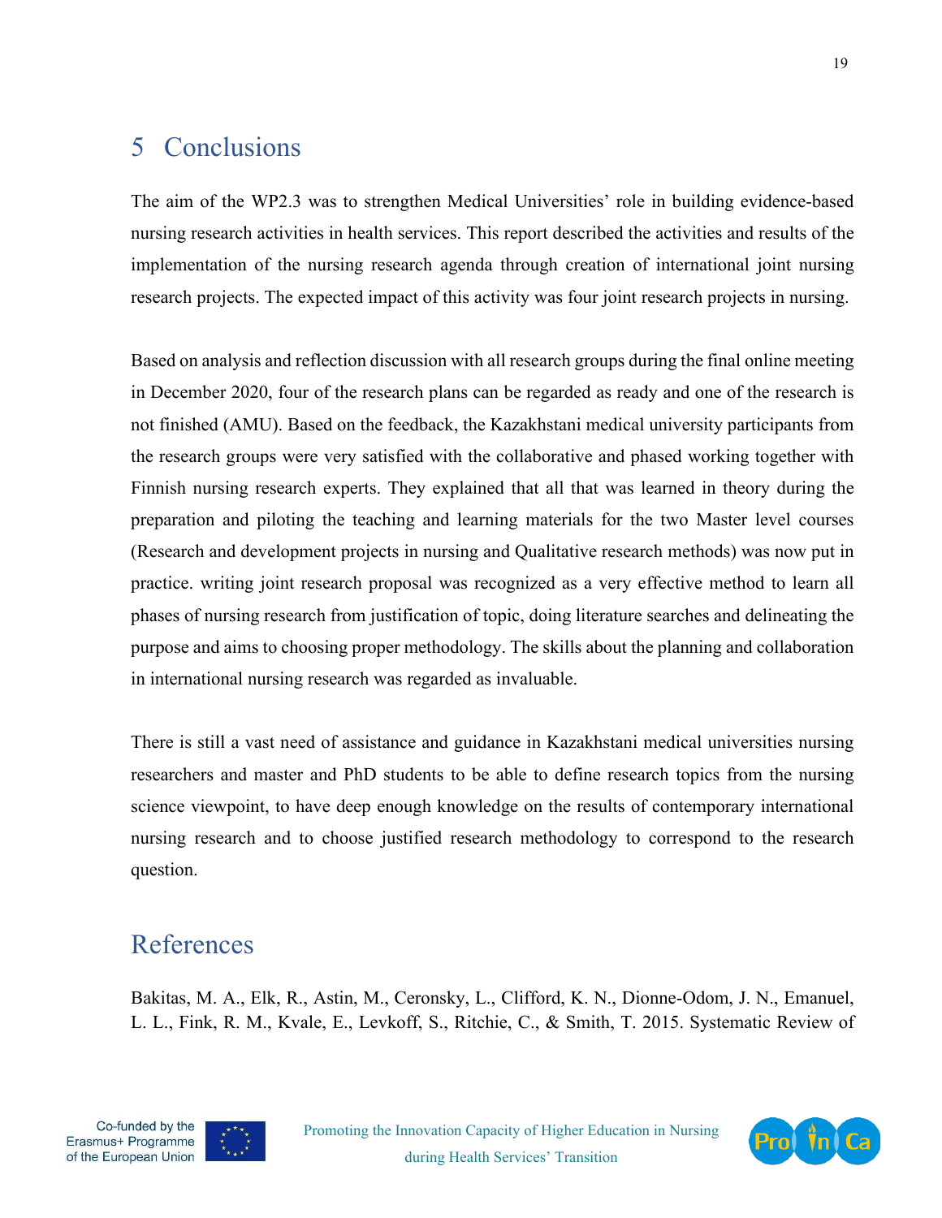# 5 Conclusions

The aim of the WP2.3 was to strengthen Medical Universities' role in building evidence-based nursing research activities in health services. This report described the activities and results of the implementation of the nursing research agenda through creation of international joint nursing research projects. The expected impact of this activity was four joint research projects in nursing.

Based on analysis and reflection discussion with all research groups during the final online meeting in December 2020, four of the research plans can be regarded as ready and one of the research is not finished (AMU). Based on the feedback, the Kazakhstani medical university participants from the research groups were very satisfied with the collaborative and phased working together with Finnish nursing research experts. They explained that all that was learned in theory during the preparation and piloting the teaching and learning materials for the two Master level courses (Research and development projects in nursing and Qualitative research methods) was now put in practice. writing joint research proposal was recognized as a very effective method to learn all phases of nursing research from justification of topic, doing literature searches and delineating the purpose and aims to choosing proper methodology. The skills about the planning and collaboration in international nursing research was regarded as invaluable.

There is still a vast need of assistance and guidance in Kazakhstani medical universities nursing researchers and master and PhD students to be able to define research topics from the nursing science viewpoint, to have deep enough knowledge on the results of contemporary international nursing research and to choose justified research methodology to correspond to the research question.

# References

Bakitas, M. A., Elk, R., Astin, M., Ceronsky, L., Clifford, K. N., Dionne-Odom, J. N., Emanuel, L. L., Fink, R. M., Kvale, E., Levkoff, S., Ritchie, C., & Smith, T. 2015. Systematic Review of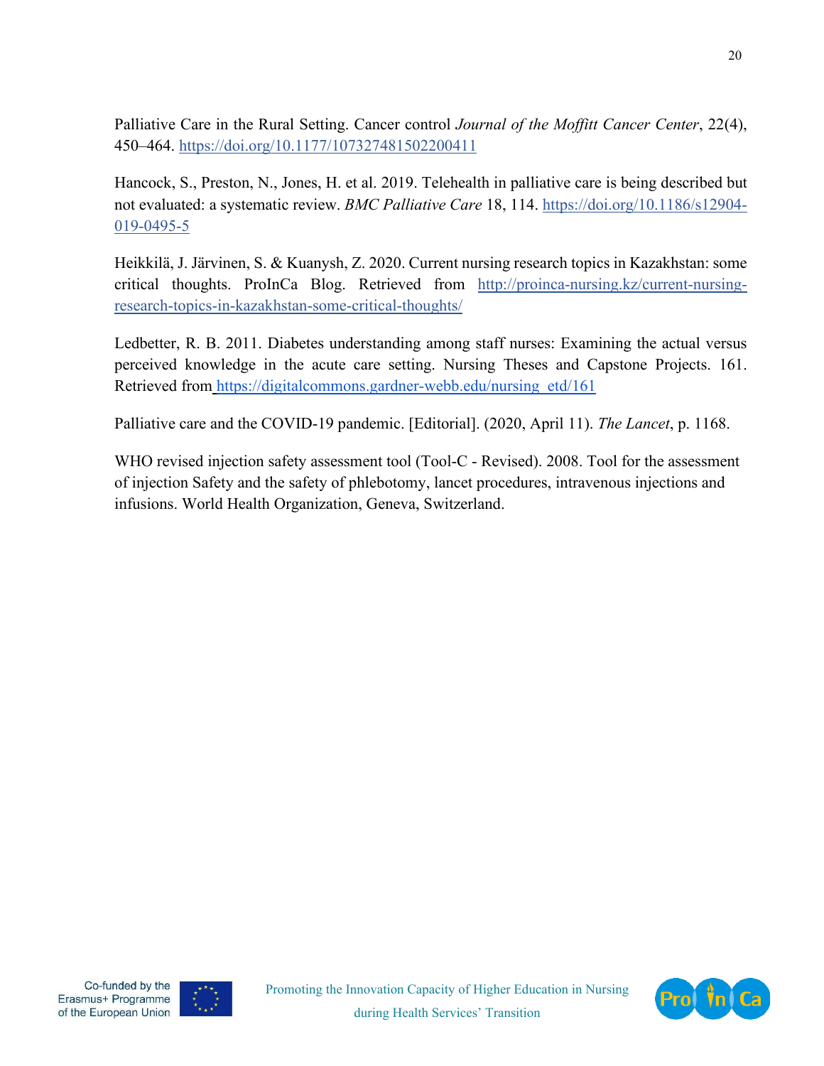Palliative Care in the Rural Setting. Cancer control *Journal of the Moffitt Cancer Center*, 22(4), 450–464. https://doi.org/10.1177/107327481502200411

Hancock, S., Preston, N., Jones, H. et al. 2019. Telehealth in palliative care is being described but not evaluated: a systematic review. *BMC Palliative Care* 18, 114. https://doi.org/10.1186/s12904-019-0495-5

Heikkilä, J. Järvinen, S. & Kuanysh, Z. 2020. Current nursing research topics in Kazakhstan: some critical thoughts. ProInCa Blog. Retrieved from http://proinca-nursing.kz/current-nursing-research-topics-in-kazakhstan-some-critical-thoughts/

Ledbetter, R. B. 2011. Diabetes understanding among staff nurses: Examining the actual versus perceived knowledge in the acute care setting. Nursing Theses and Capstone Projects. 161. Retrieved from https://digitalcommons.gardner-webb.edu/nursing_etd/161

Palliative care and the COVID-19 pandemic. [Editorial]. (2020, April 11). *The Lancet*, p. 1168.

WHO revised injection safety assessment tool (Tool-C - Revised). 2008. Tool for the assessment of injection Safety and the safety of phlebotomy, lancet procedures, intravenous injections and infusions. World Health Organization, Geneva, Switzerland.